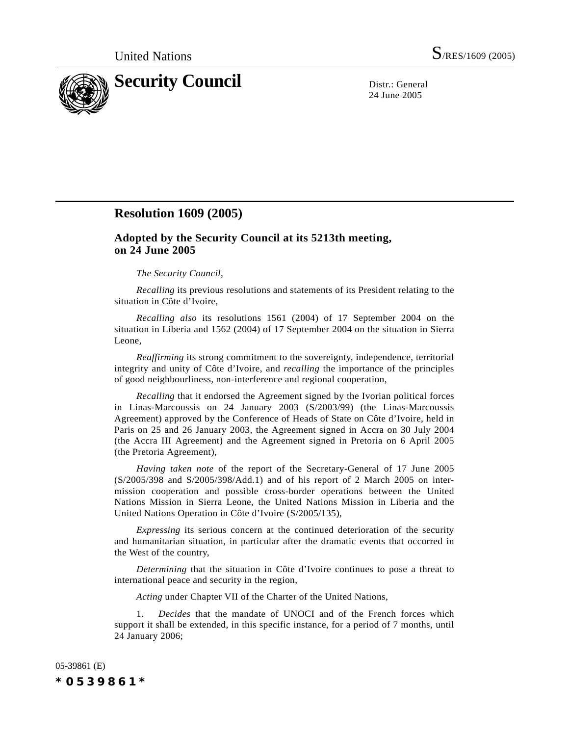United Nations S/RES/1609 (2005)

# Security Council

Distr.: General
24 June 2005

## Resolution 1609 (2005)

### Adopted by the Security Council at its 5213th meeting, on 24 June 2005

*The Security Council*,

*Recalling* its previous resolutions and statements of its President relating to the situation in Côte d’Ivoire,

*Recalling also* its resolutions 1561 (2004) of 17 September 2004 on the situation in Liberia and 1562 (2004) of 17 September 2004 on the situation in Sierra Leone,

*Reaffirming* its strong commitment to the sovereignty, independence, territorial integrity and unity of Côte d’Ivoire, and *recalling* the importance of the principles of good neighbourliness, non-interference and regional cooperation,

*Recalling* that it endorsed the Agreement signed by the Ivorian political forces in Linas-Marcoussis on 24 January 2003 (S/2003/99) (the Linas-Marcoussis Agreement) approved by the Conference of Heads of State on Côte d’Ivoire, held in Paris on 25 and 26 January 2003, the Agreement signed in Accra on 30 July 2004 (the Accra III Agreement) and the Agreement signed in Pretoria on 6 April 2005 (the Pretoria Agreement),

*Having taken note* of the report of the Secretary-General of 17 June 2005 (S/2005/398 and S/2005/398/Add.1) and of his report of 2 March 2005 on inter-mission cooperation and possible cross-border operations between the United Nations Mission in Sierra Leone, the United Nations Mission in Liberia and the United Nations Operation in Côte d’Ivoire (S/2005/135),

*Expressing* its serious concern at the continued deterioration of the security and humanitarian situation, in particular after the dramatic events that occurred in the West of the country,

*Determining* that the situation in Côte d’Ivoire continues to pose a threat to international peace and security in the region,

*Acting* under Chapter VII of the Charter of the United Nations,

1. *Decides* that the mandate of UNOCI and of the French forces which support it shall be extended, in this specific instance, for a period of 7 months, until 24 January 2006;

05-39861 (E)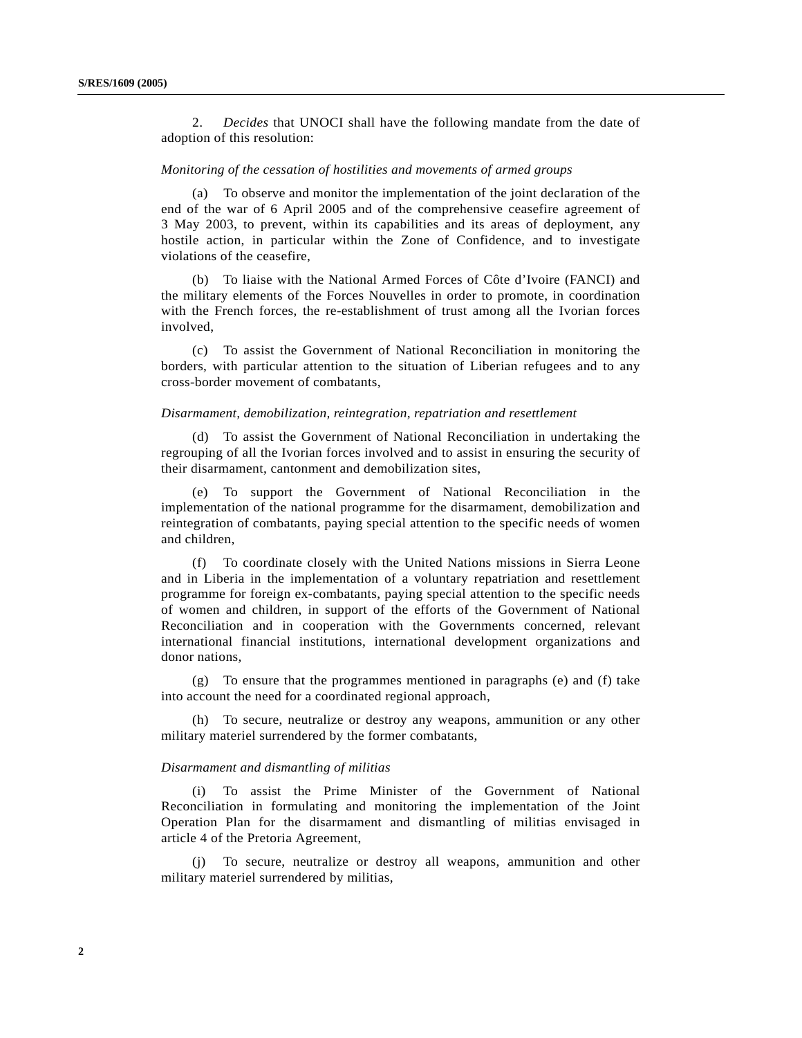2. *Decides* that UNOCI shall have the following mandate from the date of adoption of this resolution:

*Monitoring of the cessation of hostilities and movements of armed groups*

(a) To observe and monitor the implementation of the joint declaration of the end of the war of 6 April 2005 and of the comprehensive ceasefire agreement of 3 May 2003, to prevent, within its capabilities and its areas of deployment, any hostile action, in particular within the Zone of Confidence, and to investigate violations of the ceasefire,

(b) To liaise with the National Armed Forces of Côte d'Ivoire (FANCI) and the military elements of the Forces Nouvelles in order to promote, in coordination with the French forces, the re-establishment of trust among all the Ivorian forces involved,

(c) To assist the Government of National Reconciliation in monitoring the borders, with particular attention to the situation of Liberian refugees and to any cross-border movement of combatants,

*Disarmament, demobilization, reintegration, repatriation and resettlement*

(d) To assist the Government of National Reconciliation in undertaking the regrouping of all the Ivorian forces involved and to assist in ensuring the security of their disarmament, cantonment and demobilization sites,

(e) To support the Government of National Reconciliation in the implementation of the national programme for the disarmament, demobilization and reintegration of combatants, paying special attention to the specific needs of women and children,

(f) To coordinate closely with the United Nations missions in Sierra Leone and in Liberia in the implementation of a voluntary repatriation and resettlement programme for foreign ex-combatants, paying special attention to the specific needs of women and children, in support of the efforts of the Government of National Reconciliation and in cooperation with the Governments concerned, relevant international financial institutions, international development organizations and donor nations,

(g) To ensure that the programmes mentioned in paragraphs (e) and (f) take into account the need for a coordinated regional approach,

(h) To secure, neutralize or destroy any weapons, ammunition or any other military materiel surrendered by the former combatants,

*Disarmament and dismantling of militias*

(i) To assist the Prime Minister of the Government of National Reconciliation in formulating and monitoring the implementation of the Joint Operation Plan for the disarmament and dismantling of militias envisaged in article 4 of the Pretoria Agreement,

(j) To secure, neutralize or destroy all weapons, ammunition and other military materiel surrendered by militias,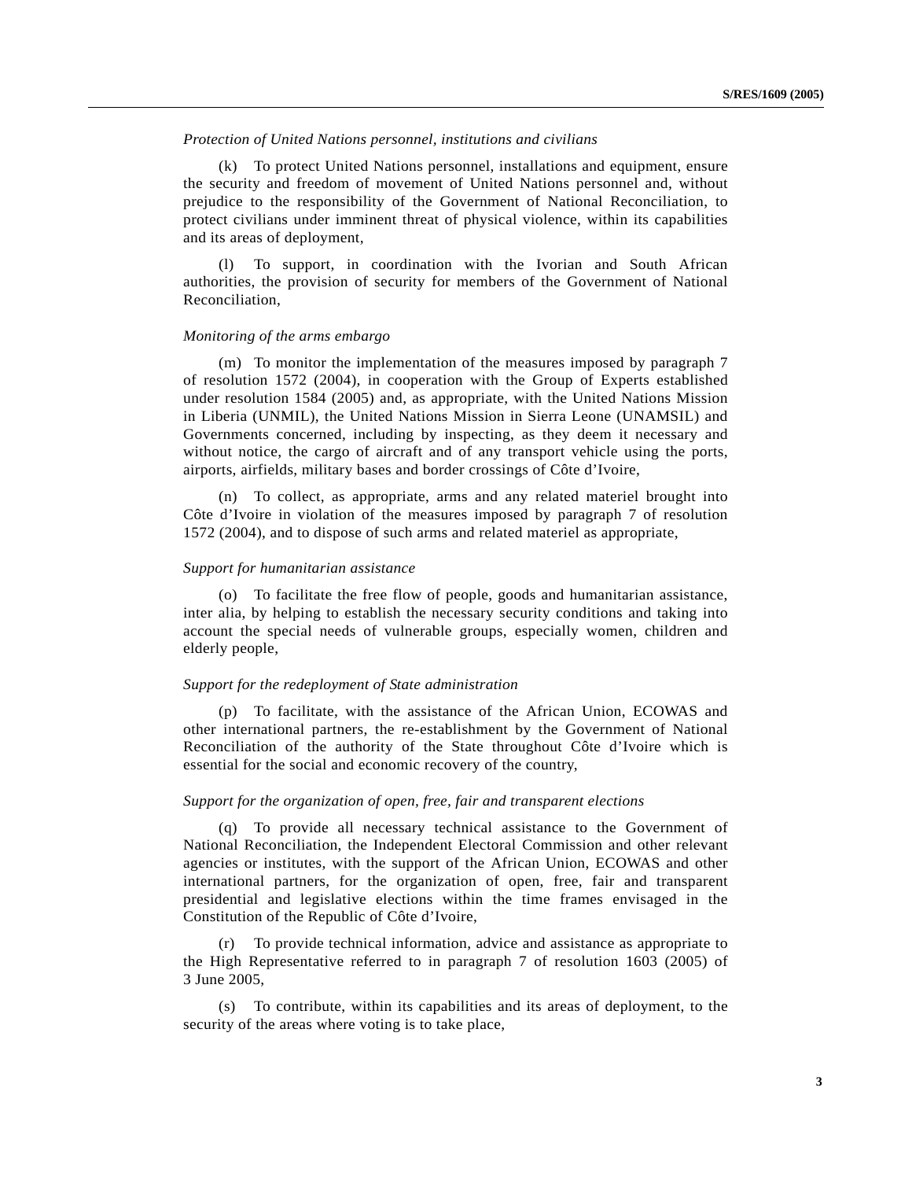*Protection of United Nations personnel, institutions and civilians*

(k) To protect United Nations personnel, installations and equipment, ensure the security and freedom of movement of United Nations personnel and, without prejudice to the responsibility of the Government of National Reconciliation, to protect civilians under imminent threat of physical violence, within its capabilities and its areas of deployment,

(l) To support, in coordination with the Ivorian and South African authorities, the provision of security for members of the Government of National Reconciliation,

*Monitoring of the arms embargo*

(m) To monitor the implementation of the measures imposed by paragraph 7 of resolution 1572 (2004), in cooperation with the Group of Experts established under resolution 1584 (2005) and, as appropriate, with the United Nations Mission in Liberia (UNMIL), the United Nations Mission in Sierra Leone (UNAMSIL) and Governments concerned, including by inspecting, as they deem it necessary and without notice, the cargo of aircraft and of any transport vehicle using the ports, airports, airfields, military bases and border crossings of Côte d'Ivoire,

(n) To collect, as appropriate, arms and any related materiel brought into Côte d'Ivoire in violation of the measures imposed by paragraph 7 of resolution 1572 (2004), and to dispose of such arms and related materiel as appropriate,

*Support for humanitarian assistance*

(o) To facilitate the free flow of people, goods and humanitarian assistance, inter alia, by helping to establish the necessary security conditions and taking into account the special needs of vulnerable groups, especially women, children and elderly people,

*Support for the redeployment of State administration*

(p) To facilitate, with the assistance of the African Union, ECOWAS and other international partners, the re-establishment by the Government of National Reconciliation of the authority of the State throughout Côte d'Ivoire which is essential for the social and economic recovery of the country,

*Support for the organization of open, free, fair and transparent elections*

(q) To provide all necessary technical assistance to the Government of National Reconciliation, the Independent Electoral Commission and other relevant agencies or institutes, with the support of the African Union, ECOWAS and other international partners, for the organization of open, free, fair and transparent presidential and legislative elections within the time frames envisaged in the Constitution of the Republic of Côte d'Ivoire,

(r) To provide technical information, advice and assistance as appropriate to the High Representative referred to in paragraph 7 of resolution 1603 (2005) of 3 June 2005,

(s) To contribute, within its capabilities and its areas of deployment, to the security of the areas where voting is to take place,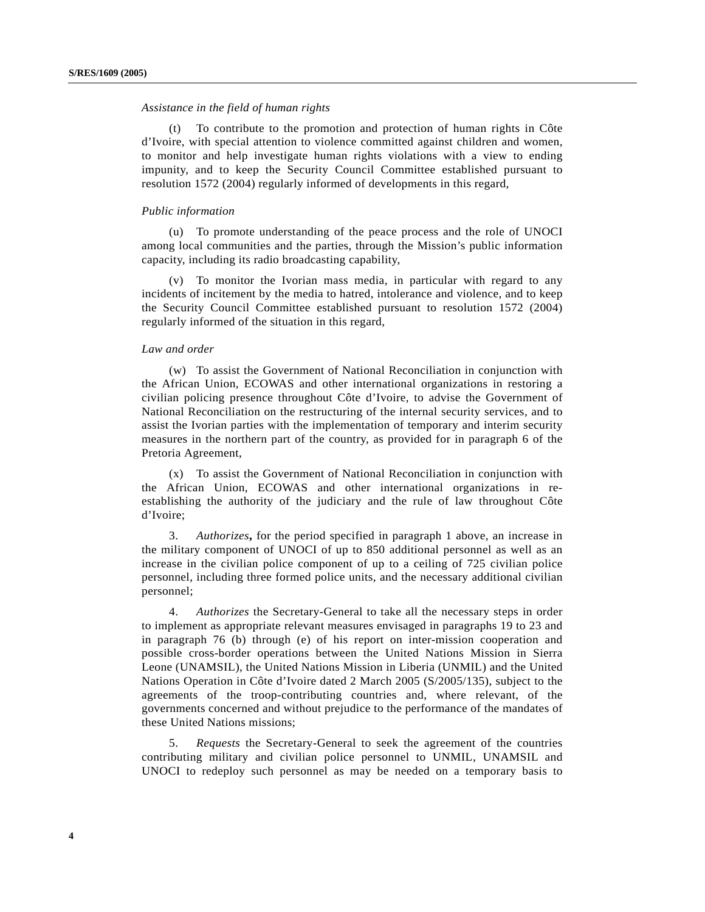*Assistance in the field of human rights*

(t) To contribute to the promotion and protection of human rights in Côte d'Ivoire, with special attention to violence committed against children and women, to monitor and help investigate human rights violations with a view to ending impunity, and to keep the Security Council Committee established pursuant to resolution 1572 (2004) regularly informed of developments in this regard,

*Public information*

(u) To promote understanding of the peace process and the role of UNOCI among local communities and the parties, through the Mission's public information capacity, including its radio broadcasting capability,

(v) To monitor the Ivorian mass media, in particular with regard to any incidents of incitement by the media to hatred, intolerance and violence, and to keep the Security Council Committee established pursuant to resolution 1572 (2004) regularly informed of the situation in this regard,

*Law and order*

(w) To assist the Government of National Reconciliation in conjunction with the African Union, ECOWAS and other international organizations in restoring a civilian policing presence throughout Côte d'Ivoire, to advise the Government of National Reconciliation on the restructuring of the internal security services, and to assist the Ivorian parties with the implementation of temporary and interim security measures in the northern part of the country, as provided for in paragraph 6 of the Pretoria Agreement,

(x) To assist the Government of National Reconciliation in conjunction with the African Union, ECOWAS and other international organizations in re-establishing the authority of the judiciary and the rule of law throughout Côte d'Ivoire;

3. *Authorizes***,** for the period specified in paragraph 1 above, an increase in the military component of UNOCI of up to 850 additional personnel as well as an increase in the civilian police component of up to a ceiling of 725 civilian police personnel, including three formed police units, and the necessary additional civilian personnel;

4. *Authorizes* the Secretary-General to take all the necessary steps in order to implement as appropriate relevant measures envisaged in paragraphs 19 to 23 and in paragraph 76 (b) through (e) of his report on inter-mission cooperation and possible cross-border operations between the United Nations Mission in Sierra Leone (UNAMSIL), the United Nations Mission in Liberia (UNMIL) and the United Nations Operation in Côte d'Ivoire dated 2 March 2005 (S/2005/135), subject to the agreements of the troop-contributing countries and, where relevant, of the governments concerned and without prejudice to the performance of the mandates of these United Nations missions;

5. *Requests* the Secretary-General to seek the agreement of the countries contributing military and civilian police personnel to UNMIL, UNAMSIL and UNOCI to redeploy such personnel as may be needed on a temporary basis to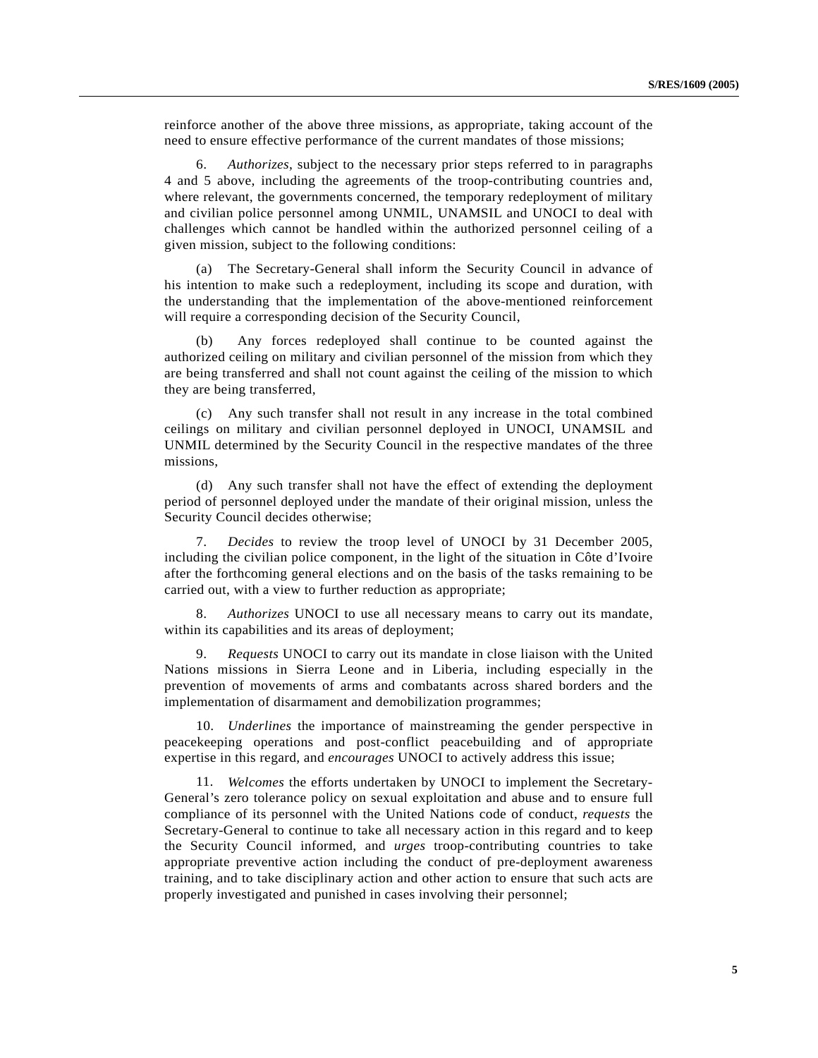reinforce another of the above three missions, as appropriate, taking account of the need to ensure effective performance of the current mandates of those missions;

6. *Authorizes*, subject to the necessary prior steps referred to in paragraphs 4 and 5 above, including the agreements of the troop-contributing countries and, where relevant, the governments concerned, the temporary redeployment of military and civilian police personnel among UNMIL, UNAMSIL and UNOCI to deal with challenges which cannot be handled within the authorized personnel ceiling of a given mission, subject to the following conditions:

(a) The Secretary-General shall inform the Security Council in advance of his intention to make such a redeployment, including its scope and duration, with the understanding that the implementation of the above-mentioned reinforcement will require a corresponding decision of the Security Council,

(b) Any forces redeployed shall continue to be counted against the authorized ceiling on military and civilian personnel of the mission from which they are being transferred and shall not count against the ceiling of the mission to which they are being transferred,

(c) Any such transfer shall not result in any increase in the total combined ceilings on military and civilian personnel deployed in UNOCI, UNAMSIL and UNMIL determined by the Security Council in the respective mandates of the three missions,

(d) Any such transfer shall not have the effect of extending the deployment period of personnel deployed under the mandate of their original mission, unless the Security Council decides otherwise;

7. *Decides* to review the troop level of UNOCI by 31 December 2005, including the civilian police component, in the light of the situation in Côte d'Ivoire after the forthcoming general elections and on the basis of the tasks remaining to be carried out, with a view to further reduction as appropriate;

8. *Authorizes* UNOCI to use all necessary means to carry out its mandate, within its capabilities and its areas of deployment;

9. *Requests* UNOCI to carry out its mandate in close liaison with the United Nations missions in Sierra Leone and in Liberia, including especially in the prevention of movements of arms and combatants across shared borders and the implementation of disarmament and demobilization programmes;

10. *Underlines* the importance of mainstreaming the gender perspective in peacekeeping operations and post-conflict peacebuilding and of appropriate expertise in this regard, and *encourages* UNOCI to actively address this issue;

11. *Welcomes* the efforts undertaken by UNOCI to implement the Secretary-General's zero tolerance policy on sexual exploitation and abuse and to ensure full compliance of its personnel with the United Nations code of conduct, *requests* the Secretary-General to continue to take all necessary action in this regard and to keep the Security Council informed, and *urges* troop-contributing countries to take appropriate preventive action including the conduct of pre-deployment awareness training, and to take disciplinary action and other action to ensure that such acts are properly investigated and punished in cases involving their personnel;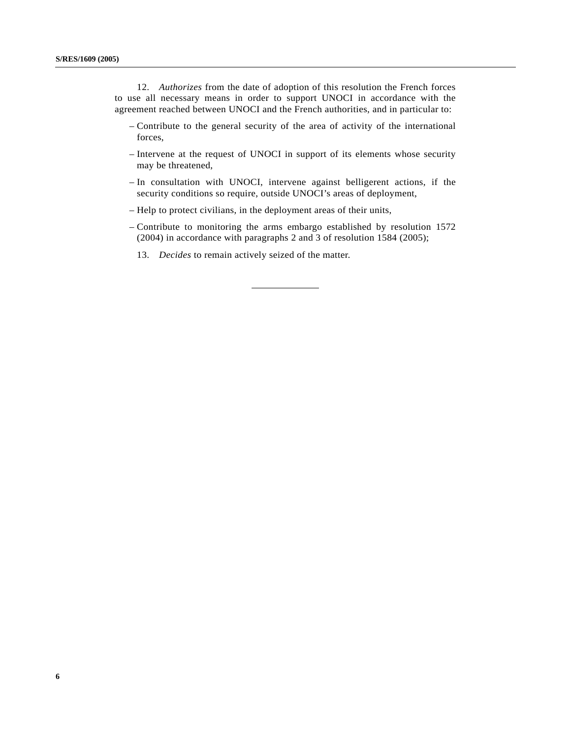12. *Authorizes* from the date of adoption of this resolution the French forces to use all necessary means in order to support UNOCI in accordance with the agreement reached between UNOCI and the French authorities, and in particular to:

– Contribute to the general security of the area of activity of the international forces,

– Intervene at the request of UNOCI in support of its elements whose security may be threatened,

– In consultation with UNOCI, intervene against belligerent actions, if the security conditions so require, outside UNOCI's areas of deployment,

– Help to protect civilians, in the deployment areas of their units,

– Contribute to monitoring the arms embargo established by resolution 1572 (2004) in accordance with paragraphs 2 and 3 of resolution 1584 (2005);

13. *Decides* to remain actively seized of the matter.